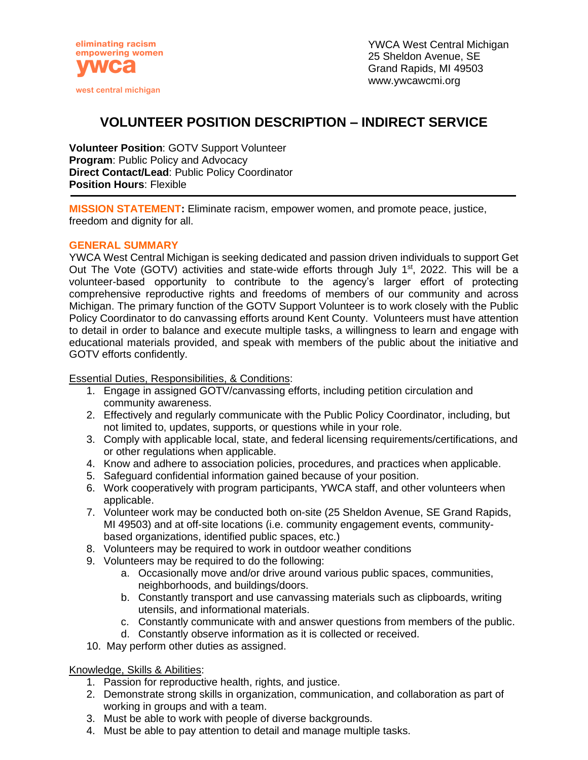eliminating racism
empowering women
ywca
west central michigan

YWCA West Central Michigan
25 Sheldon Avenue, SE
Grand Rapids, MI 49503
www.ywcawcmi.org

# VOLUNTEER POSITION DESCRIPTION – INDIRECT SERVICE

**Volunteer Position**: GOTV Support Volunteer
**Program**: Public Policy and Advocacy
**Direct Contact/Lead**: Public Policy Coordinator
**Position Hours**: Flexible

---

**MISSION STATEMENT:** Eliminate racism, empower women, and promote peace, justice, freedom and dignity for all.

## GENERAL SUMMARY

YWCA West Central Michigan is seeking dedicated and passion driven individuals to support Get Out The Vote (GOTV) activities and state-wide efforts through July 1st, 2022. This will be a volunteer-based opportunity to contribute to the agency's larger effort of protecting comprehensive reproductive rights and freedoms of members of our community and across Michigan. The primary function of the GOTV Support Volunteer is to work closely with the Public Policy Coordinator to do canvassing efforts around Kent County. Volunteers must have attention to detail in order to balance and execute multiple tasks, a willingness to learn and engage with educational materials provided, and speak with members of the public about the initiative and GOTV efforts confidently.

Essential Duties, Responsibilities, & Conditions:

1. Engage in assigned GOTV/canvassing efforts, including petition circulation and community awareness.
2. Effectively and regularly communicate with the Public Policy Coordinator, including, but not limited to, updates, supports, or questions while in your role.
3. Comply with applicable local, state, and federal licensing requirements/certifications, and or other regulations when applicable.
4. Know and adhere to association policies, procedures, and practices when applicable.
5. Safeguard confidential information gained because of your position.
6. Work cooperatively with program participants, YWCA staff, and other volunteers when applicable.
7. Volunteer work may be conducted both on-site (25 Sheldon Avenue, SE Grand Rapids, MI 49503) and at off-site locations (i.e. community engagement events, community-based organizations, identified public spaces, etc.)
8. Volunteers may be required to work in outdoor weather conditions
9. Volunteers may be required to do the following:
   a. Occasionally move and/or drive around various public spaces, communities, neighborhoods, and buildings/doors.
   b. Constantly transport and use canvassing materials such as clipboards, writing utensils, and informational materials.
   c. Constantly communicate with and answer questions from members of the public.
   d. Constantly observe information as it is collected or received.
10. May perform other duties as assigned.

Knowledge, Skills & Abilities:

1. Passion for reproductive health, rights, and justice.
2. Demonstrate strong skills in organization, communication, and collaboration as part of working in groups and with a team.
3. Must be able to work with people of diverse backgrounds.
4. Must be able to pay attention to detail and manage multiple tasks.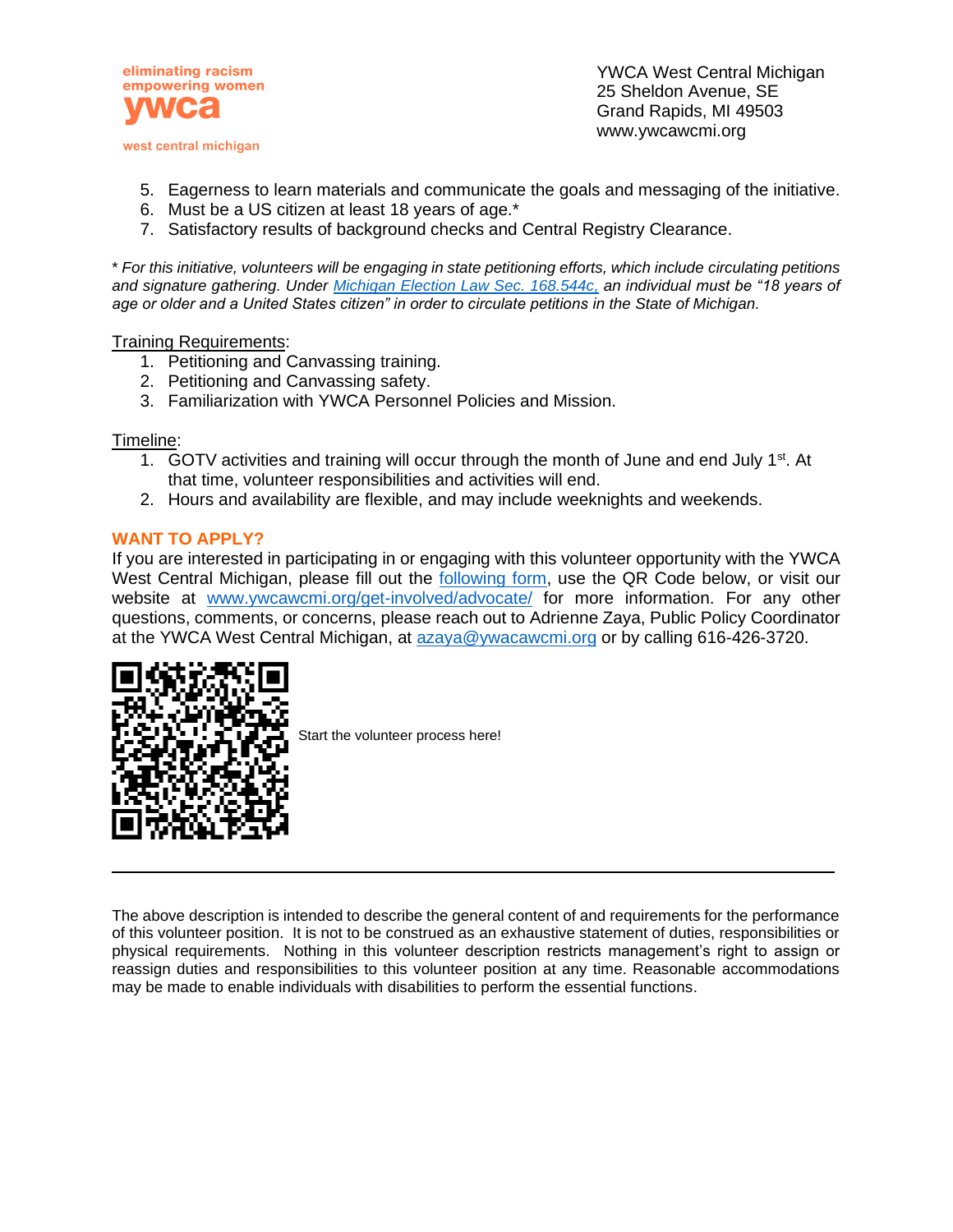YWCA West Central Michigan
25 Sheldon Avenue, SE
Grand Rapids, MI 49503
www.ywcawcmi.org

5. Eagerness to learn materials and communicate the goals and messaging of the initiative.
6. Must be a US citizen at least 18 years of age.*
7. Satisfactory results of background checks and Central Registry Clearance.

*\* For this initiative, volunteers will be engaging in state petitioning efforts, which include circulating petitions and signature gathering. Under Michigan Election Law Sec. 168.544c, an individual must be "18 years of age or older and a United States citizen" in order to circulate petitions in the State of Michigan.*

Training Requirements:

1. Petitioning and Canvassing training.
2. Petitioning and Canvassing safety.
3. Familiarization with YWCA Personnel Policies and Mission.

Timeline:

1. GOTV activities and training will occur through the month of June and end July 1st. At that time, volunteer responsibilities and activities will end.
2. Hours and availability are flexible, and may include weeknights and weekends.

**WANT TO APPLY?**

If you are interested in participating in or engaging with this volunteer opportunity with the YWCA West Central Michigan, please fill out the following form, use the QR Code below, or visit our website at www.ywcawcmi.org/get-involved/advocate/ for more information. For any other questions, comments, or concerns, please reach out to Adrienne Zaya, Public Policy Coordinator at the YWCA West Central Michigan, at azaya@ywacawcmi.org or by calling 616-426-3720.

Start the volunteer process here!

---

The above description is intended to describe the general content of and requirements for the performance of this volunteer position. It is not to be construed as an exhaustive statement of duties, responsibilities or physical requirements. Nothing in this volunteer description restricts management's right to assign or reassign duties and responsibilities to this volunteer position at any time. Reasonable accommodations may be made to enable individuals with disabilities to perform the essential functions.